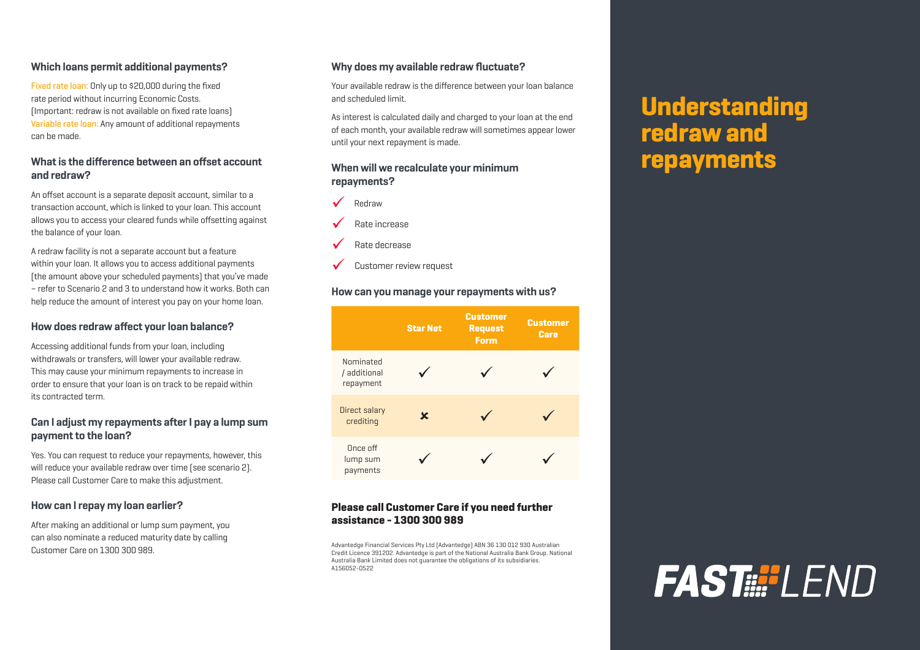# Understanding redraw and repayments

## Which loans permit additional payments?

Fixed rate loan: Only up to $20,000 during the fixed rate period without incurring Economic Costs. (Important: redraw is not available on fixed rate loans)
Variable rate loan: Any amount of additional repayments can be made.

## What is the difference between an offset account and redraw?

An offset account is a separate deposit account, similar to a transaction account, which is linked to your loan. This account allows you to access your cleared funds while offsetting against the balance of your loan.

A redraw facility is not a separate account but a feature within your loan. It allows you to access additional payments (the amount above your scheduled payments) that you've made – refer to Scenario 2 and 3 to understand how it works. Both can help reduce the amount of interest you pay on your home loan.

## How does redraw affect your loan balance?

Accessing additional funds from your loan, including withdrawals or transfers, will lower your available redraw. This may cause your minimum repayments to increase in order to ensure that your loan is on track to be repaid within its contracted term.

## Can I adjust my repayments after I pay a lump sum payment to the loan?

Yes. You can request to reduce your repayments, however, this will reduce your available redraw over time (see scenario 2). Please call Customer Care to make this adjustment.

## How can I repay my loan earlier?

After making an additional or lump sum payment, you can also nominate a reduced maturity date by calling Customer Care on 1300 300 989.

## Why does my available redraw fluctuate?

Your available redraw is the difference between your loan balance and scheduled limit.

As interest is calculated daily and charged to your loan at the end of each month, your available redraw will sometimes appear lower until your next repayment is made.

## When will we recalculate your minimum repayments?

- ✓ Redraw
- ✓ Rate increase
- ✓ Rate decrease
- ✓ Customer review request

## How can you manage your repayments with us?

| | Star Net | Customer Request Form | Customer Care |
|---|---|---|---|
| Nominated / additional repayment | ✓ | ✓ | ✓ |
| Direct salary crediting | ✗ | ✓ | ✓ |
| Once off lump sum payments | ✓ | ✓ | ✓ |

**Please call Customer Care if you need further assistance - 1300 300 989**

Advantedge Financial Services Pty Ltd (Advantedge) ABN 36 130 012 930 Australian Credit Licence 391202. Advantedge is part of the National Australia Bank Group. National Australia Bank Limited does not guarantee the obligations of its subsidiaries.
A156052-0522

FAST LEND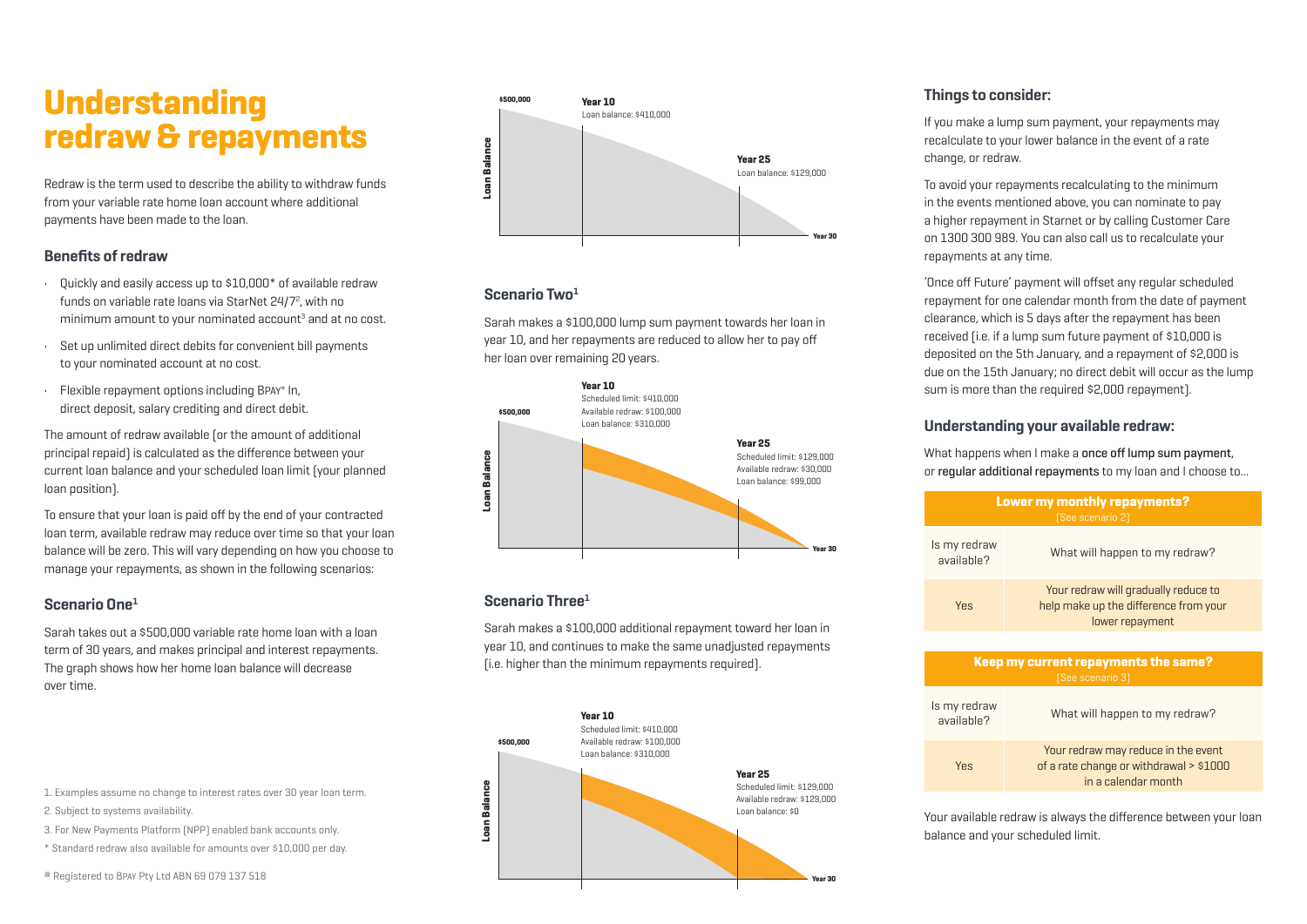# Understanding redraw & repayments

Redraw is the term used to describe the ability to withdraw funds from your variable rate home loan account where additional payments have been made to the loan.

## Benefits of redraw

- Quickly and easily access up to $10,000* of available redraw funds on variable rate loans via StarNet 24/7[2], with no minimum amount to your nominated account[3] and at no cost.
- Set up unlimited direct debits for convenient bill payments to your nominated account at no cost.
- Flexible repayment options including BPAY® In, direct deposit, salary crediting and direct debit.

The amount of redraw available (or the amount of additional principal repaid) is calculated as the difference between your current loan balance and your scheduled loan limit (your planned loan position).

To ensure that your loan is paid off by the end of your contracted loan term, available redraw may reduce over time so that your loan balance will be zero. This will vary depending on how you choose to manage your repayments, as shown in the following scenarios:

## Scenario One[1]

Sarah takes out a $500,000 variable rate home loan with a loan term of 30 years, and makes principal and interest repayments. The graph shows how her home loan balance will decrease over time.

$500,000
Loan Balance
Year 10
Loan balance: $410,000
Year 25
Loan balance: $129,000
Year 30

## Scenario Two[1]

Sarah makes a $100,000 lump sum payment towards her loan in year 10, and her repayments are reduced to allow her to pay off her loan over remaining 20 years.

$500,000
Loan Balance
Year 10
Scheduled limit: $410,000
Available redraw: $100,000
Loan balance: $310,000
Year 25
Scheduled limit: $129,000
Available redraw: $30,000
Loan balance: $99,000
Year 30

## Scenario Three[1]

Sarah makes a $100,000 additional repayment toward her loan in year 10, and continues to make the same unadjusted repayments (i.e. higher than the minimum repayments required).

$500,000
Loan Balance
Year 10
Scheduled limit: $410,000
Available redraw: $100,000
Loan balance: $310,000
Year 25
Scheduled limit: $129,000
Available redraw: $129,000
Loan balance: $0
Year 30

## Things to consider:

If you make a lump sum payment, your repayments may recalculate to your lower balance in the event of a rate change, or redraw.

To avoid your repayments recalculating to the minimum in the events mentioned above, you can nominate to pay a higher repayment in Starnet or by calling Customer Care on 1300 300 989. You can also call us to recalculate your repayments at any time.

'Once off Future' payment will offset any regular scheduled repayment for one calendar month from the date of payment clearance, which is 5 days after the repayment has been received (i.e. if a lump sum future payment of $10,000 is deposited on the 5th January, and a repayment of $2,000 is due on the 15th January; no direct debit will occur as the lump sum is more than the required $2,000 repayment).

## Understanding your available redraw:

What happens when I make a **once off lump sum payment**, or **regular additional repayments** to my loan and I choose to...

| **Lower my monthly repayments?** (See scenario 2) | |
|---|---|
| Is my redraw available? | What will happen to my redraw? |
| Yes | Your redraw will gradually reduce to help make up the difference from your lower repayment |

| **Keep my current repayments the same?** (See scenario 3) | |
|---|---|
| Is my redraw available? | What will happen to my redraw? |
| Yes | Your redraw may reduce in the event of a rate change or withdrawal > $1000 in a calendar month |

Your available redraw is always the difference between your loan balance and your scheduled limit.

1. Examples assume no change to interest rates over 30 year loan term.
2. Subject to systems availability.
3. For New Payments Platform (NPP) enabled bank accounts only.
* Standard redraw also available for amounts over $10,000 per day.

® Registered to BPAY Pty Ltd ABN 69 079 137 518